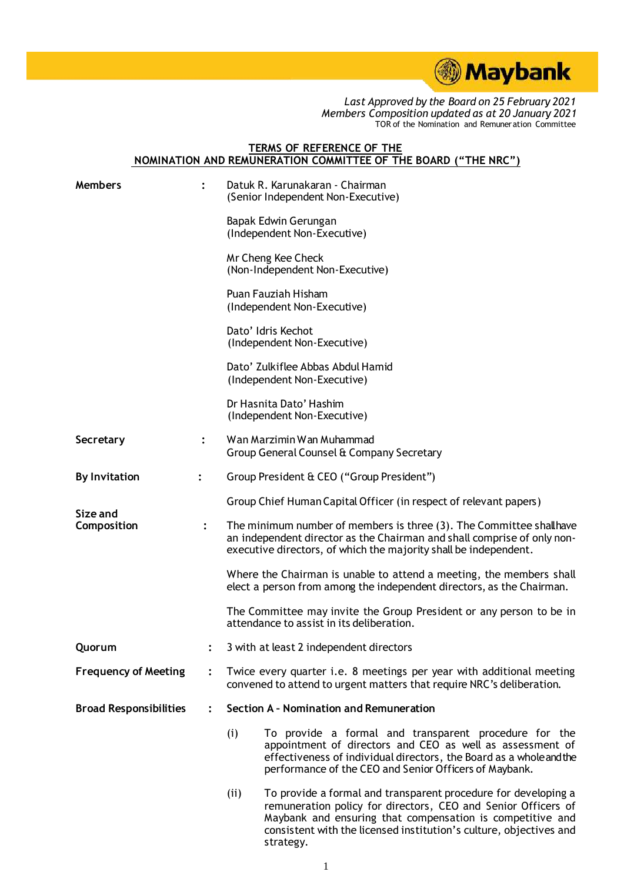*Last Approved by the Board on 25 February 2021*
*Members Composition updated as at 20 January 2021*
TOR of the Nomination and Remuneration Committee

# TERMS OF REFERENCE OF THE NOMINATION AND REMUNERATION COMMITTEE OF THE BOARD ("THE NRC")

**Members** :

Datuk R. Karunakaran - Chairman
(Senior Independent Non-Executive)

Bapak Edwin Gerungan
(Independent Non-Executive)

Mr Cheng Kee Check
(Non-Independent Non-Executive)

Puan Fauziah Hisham
(Independent Non-Executive)

Dato' Idris Kechot
(Independent Non-Executive)

Dato' Zulkiflee Abbas Abdul Hamid
(Independent Non-Executive)

Dr Hasnita Dato' Hashim
(Independent Non-Executive)

**Secretary** :

Wan Marzimin Wan Muhammad
Group General Counsel & Company Secretary

**By Invitation** :

Group President & CEO ("Group President")

Group Chief Human Capital Officer (in respect of relevant papers)

**Size and Composition** :

The minimum number of members is three (3). The Committee shall have an independent director as the Chairman and shall comprise of only non-executive directors, of which the majority shall be independent.

Where the Chairman is unable to attend a meeting, the members shall elect a person from among the independent directors, as the Chairman.

The Committee may invite the Group President or any person to be in attendance to assist in its deliberation.

**Quorum** :

3 with at least 2 independent directors

**Frequency of Meeting** :

Twice every quarter i.e. 8 meetings per year with additional meeting convened to attend to urgent matters that require NRC's deliberation.

**Broad Responsibilities** :

**Section A – Nomination and Remuneration**

(i) To provide a formal and transparent procedure for the appointment of directors and CEO as well as assessment of effectiveness of individual directors, the Board as a whole and the performance of the CEO and Senior Officers of Maybank.

(ii) To provide a formal and transparent procedure for developing a remuneration policy for directors, CEO and Senior Officers of Maybank and ensuring that compensation is competitive and consistent with the licensed institution's culture, objectives and strategy.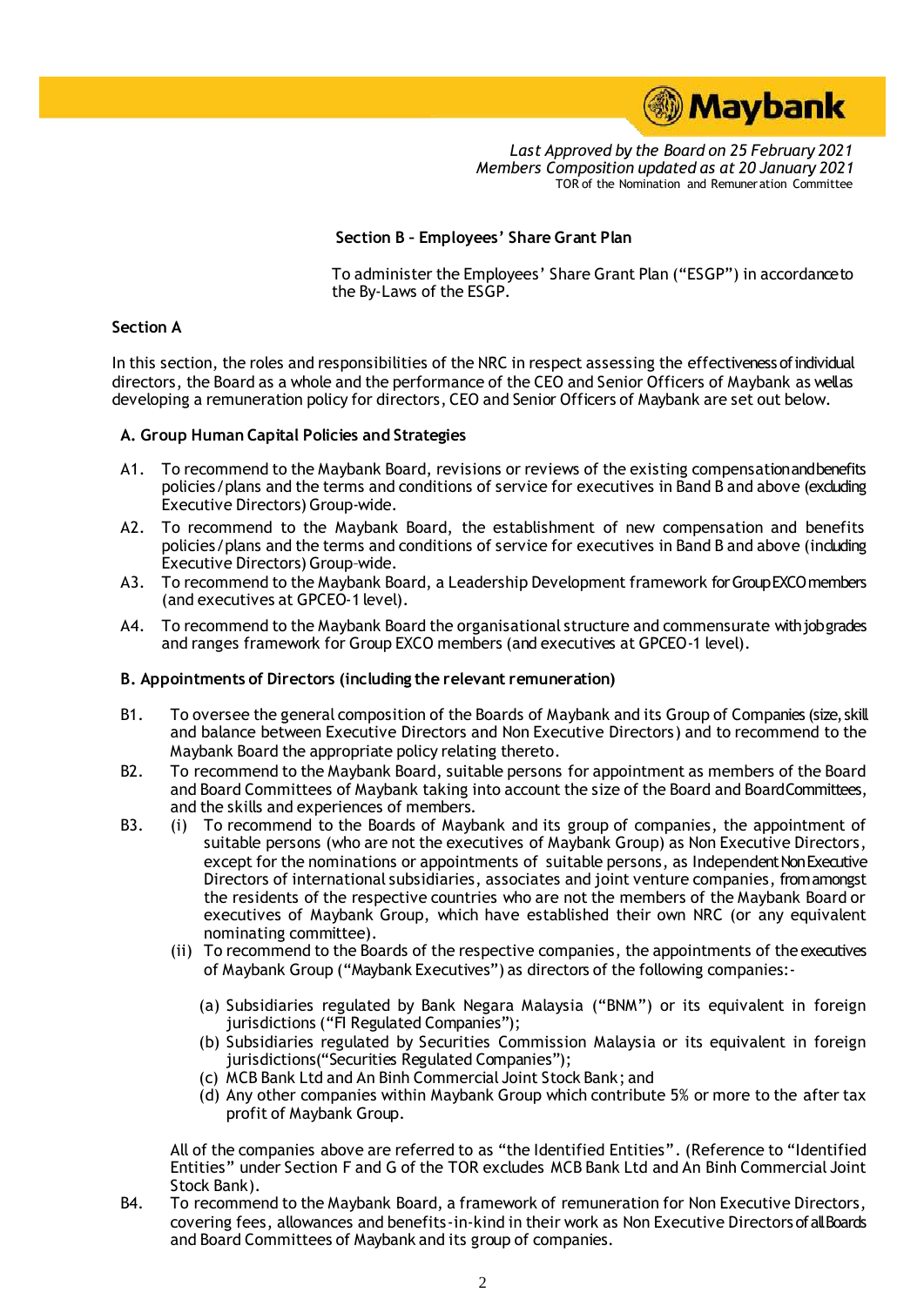*Last Approved by the Board on 25 February 2021*
*Members Composition updated as at 20 January 2021*
TOR of the Nomination and Remuneration Committee

**Section B – Employees' Share Grant Plan**

To administer the Employees' Share Grant Plan ("ESGP") in accordance to the By-Laws of the ESGP.

**Section A**

In this section, the roles and responsibilities of the NRC in respect assessing the effectiveness of individual directors, the Board as a whole and the performance of the CEO and Senior Officers of Maybank as well as developing a remuneration policy for directors, CEO and Senior Officers of Maybank are set out below.

**A. Group Human Capital Policies and Strategies**

A1. To recommend to the Maybank Board, revisions or reviews of the existing compensation and benefits policies/plans and the terms and conditions of service for executives in Band B and above (excluding Executive Directors) Group-wide.

A2. To recommend to the Maybank Board, the establishment of new compensation and benefits policies/plans and the terms and conditions of service for executives in Band B and above (including Executive Directors) Group-wide.

A3. To recommend to the Maybank Board, a Leadership Development framework for Group EXCO members (and executives at GPCEO-1 level).

A4. To recommend to the Maybank Board the organisational structure and commensurate with job grades and ranges framework for Group EXCO members (and executives at GPCEO-1 level).

**B. Appointments of Directors (including the relevant remuneration)**

B1. To oversee the general composition of the Boards of Maybank and its Group of Companies (size, skill and balance between Executive Directors and Non Executive Directors) and to recommend to the Maybank Board the appropriate policy relating thereto.

B2. To recommend to the Maybank Board, suitable persons for appointment as members of the Board and Board Committees of Maybank taking into account the size of the Board and Board Committees, and the skills and experiences of members.

B3. (i) To recommend to the Boards of Maybank and its group of companies, the appointment of suitable persons (who are not the executives of Maybank Group) as Non Executive Directors, except for the nominations or appointments of suitable persons, as Independent Non Executive Directors of international subsidiaries, associates and joint venture companies, from amongst the residents of the respective countries who are not the members of the Maybank Board or executives of Maybank Group, which have established their own NRC (or any equivalent nominating committee).

(ii) To recommend to the Boards of the respective companies, the appointments of the executives of Maybank Group ("Maybank Executives") as directors of the following companies:-

(a) Subsidiaries regulated by Bank Negara Malaysia ("BNM") or its equivalent in foreign jurisdictions ("FI Regulated Companies");
(b) Subsidiaries regulated by Securities Commission Malaysia or its equivalent in foreign jurisdictions("Securities Regulated Companies");
(c) MCB Bank Ltd and An Binh Commercial Joint Stock Bank; and
(d) Any other companies within Maybank Group which contribute 5% or more to the after tax profit of Maybank Group.

All of the companies above are referred to as "the Identified Entities". (Reference to "Identified Entities" under Section F and G of the TOR excludes MCB Bank Ltd and An Binh Commercial Joint Stock Bank).

B4. To recommend to the Maybank Board, a framework of remuneration for Non Executive Directors, covering fees, allowances and benefits-in-kind in their work as Non Executive Directors of all Boards and Board Committees of Maybank and its group of companies.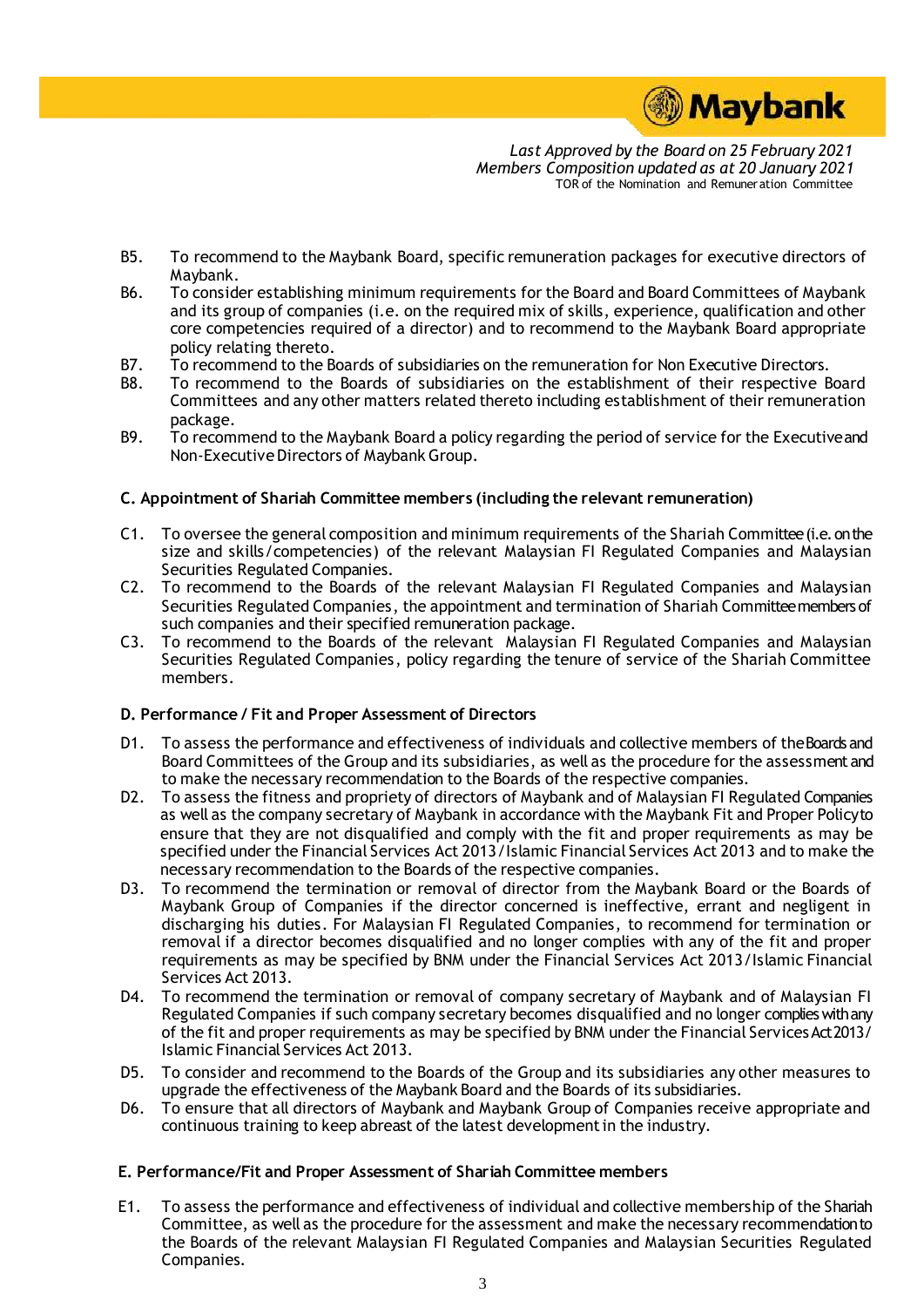- B5. To recommend to the Maybank Board, specific remuneration packages for executive directors of Maybank.
- B6. To consider establishing minimum requirements for the Board and Board Committees of Maybank and its group of companies (i.e. on the required mix of skills, experience, qualification and other core competencies required of a director) and to recommend to the Maybank Board appropriate policy relating thereto.
- B7. To recommend to the Boards of subsidiaries on the remuneration for Non Executive Directors.
- B8. To recommend to the Boards of subsidiaries on the establishment of their respective Board Committees and any other matters related thereto including establishment of their remuneration package.
- B9. To recommend to the Maybank Board a policy regarding the period of service for the Executive and Non-Executive Directors of Maybank Group.

**C. Appointment of Shariah Committee members (including the relevant remuneration)**

- C1. To oversee the general composition and minimum requirements of the Shariah Committee (i.e. on the size and skills/competencies) of the relevant Malaysian FI Regulated Companies and Malaysian Securities Regulated Companies.
- C2. To recommend to the Boards of the relevant Malaysian FI Regulated Companies and Malaysian Securities Regulated Companies, the appointment and termination of Shariah Committee members of such companies and their specified remuneration package.
- C3. To recommend to the Boards of the relevant Malaysian FI Regulated Companies and Malaysian Securities Regulated Companies, policy regarding the tenure of service of the Shariah Committee members.

**D. Performance / Fit and Proper Assessment of Directors**

- D1. To assess the performance and effectiveness of individuals and collective members of the Boards and Board Committees of the Group and its subsidiaries, as well as the procedure for the assessment and to make the necessary recommendation to the Boards of the respective companies.
- D2. To assess the fitness and propriety of directors of Maybank and of Malaysian FI Regulated Companies as well as the company secretary of Maybank in accordance with the Maybank Fit and Proper Policy to ensure that they are not disqualified and comply with the fit and proper requirements as may be specified under the Financial Services Act 2013/Islamic Financial Services Act 2013 and to make the necessary recommendation to the Boards of the respective companies.
- D3. To recommend the termination or removal of director from the Maybank Board or the Boards of Maybank Group of Companies if the director concerned is ineffective, errant and negligent in discharging his duties. For Malaysian FI Regulated Companies, to recommend for termination or removal if a director becomes disqualified and no longer complies with any of the fit and proper requirements as may be specified by BNM under the Financial Services Act 2013/Islamic Financial Services Act 2013.
- D4. To recommend the termination or removal of company secretary of Maybank and of Malaysian FI Regulated Companies if such company secretary becomes disqualified and no longer complies with any of the fit and proper requirements as may be specified by BNM under the Financial Services Act 2013/ Islamic Financial Services Act 2013.
- D5. To consider and recommend to the Boards of the Group and its subsidiaries any other measures to upgrade the effectiveness of the Maybank Board and the Boards of its subsidiaries.
- D6. To ensure that all directors of Maybank and Maybank Group of Companies receive appropriate and continuous training to keep abreast of the latest development in the industry.

**E. Performance/Fit and Proper Assessment of Shariah Committee members**

- E1. To assess the performance and effectiveness of individual and collective membership of the Shariah Committee, as well as the procedure for the assessment and make the necessary recommendation to the Boards of the relevant Malaysian FI Regulated Companies and Malaysian Securities Regulated Companies.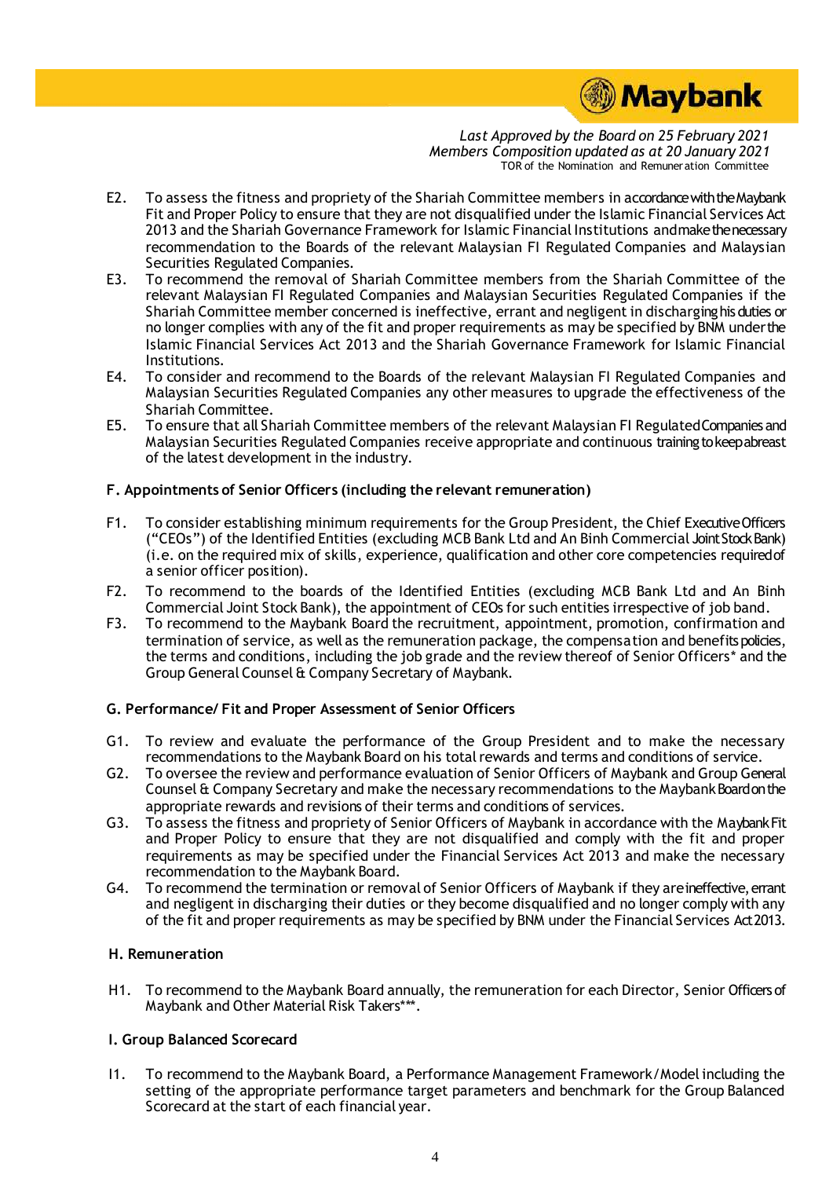E2. To assess the fitness and propriety of the Shariah Committee members in accordance with the Maybank Fit and Proper Policy to ensure that they are not disqualified under the Islamic Financial Services Act 2013 and the Shariah Governance Framework for Islamic Financial Institutions and make the necessary recommendation to the Boards of the relevant Malaysian FI Regulated Companies and Malaysian Securities Regulated Companies.

E3. To recommend the removal of Shariah Committee members from the Shariah Committee of the relevant Malaysian FI Regulated Companies and Malaysian Securities Regulated Companies if the Shariah Committee member concerned is ineffective, errant and negligent in discharging his duties or no longer complies with any of the fit and proper requirements as may be specified by BNM under the Islamic Financial Services Act 2013 and the Shariah Governance Framework for Islamic Financial Institutions.

E4. To consider and recommend to the Boards of the relevant Malaysian FI Regulated Companies and Malaysian Securities Regulated Companies any other measures to upgrade the effectiveness of the Shariah Committee.

E5. To ensure that all Shariah Committee members of the relevant Malaysian FI Regulated Companies and Malaysian Securities Regulated Companies receive appropriate and continuous training to keep abreast of the latest development in the industry.

**F. Appointments of Senior Officers (including the relevant remuneration)**

F1. To consider establishing minimum requirements for the Group President, the Chief Executive Officers ("CEOs") of the Identified Entities (excluding MCB Bank Ltd and An Binh Commercial Joint Stock Bank) (i.e. on the required mix of skills, experience, qualification and other core competencies required of a senior officer position).

F2. To recommend to the boards of the Identified Entities (excluding MCB Bank Ltd and An Binh Commercial Joint Stock Bank), the appointment of CEOs for such entities irrespective of job band.

F3. To recommend to the Maybank Board the recruitment, appointment, promotion, confirmation and termination of service, as well as the remuneration package, the compensation and benefits policies, the terms and conditions, including the job grade and the review thereof of Senior Officers* and the Group General Counsel & Company Secretary of Maybank.

**G. Performance/ Fit and Proper Assessment of Senior Officers**

G1. To review and evaluate the performance of the Group President and to make the necessary recommendations to the Maybank Board on his total rewards and terms and conditions of service.

G2. To oversee the review and performance evaluation of Senior Officers of Maybank and Group General Counsel & Company Secretary and make the necessary recommendations to the Maybank Board on the appropriate rewards and revisions of their terms and conditions of services.

G3. To assess the fitness and propriety of Senior Officers of Maybank in accordance with the Maybank Fit and Proper Policy to ensure that they are not disqualified and comply with the fit and proper requirements as may be specified under the Financial Services Act 2013 and make the necessary recommendation to the Maybank Board.

G4. To recommend the termination or removal of Senior Officers of Maybank if they are ineffective, errant and negligent in discharging their duties or they become disqualified and no longer comply with any of the fit and proper requirements as may be specified by BNM under the Financial Services Act 2013.

**H. Remuneration**

H1. To recommend to the Maybank Board annually, the remuneration for each Director, Senior Officers of Maybank and Other Material Risk Takers***.

**I. Group Balanced Scorecard**

I1. To recommend to the Maybank Board, a Performance Management Framework/Model including the setting of the appropriate performance target parameters and benchmark for the Group Balanced Scorecard at the start of each financial year.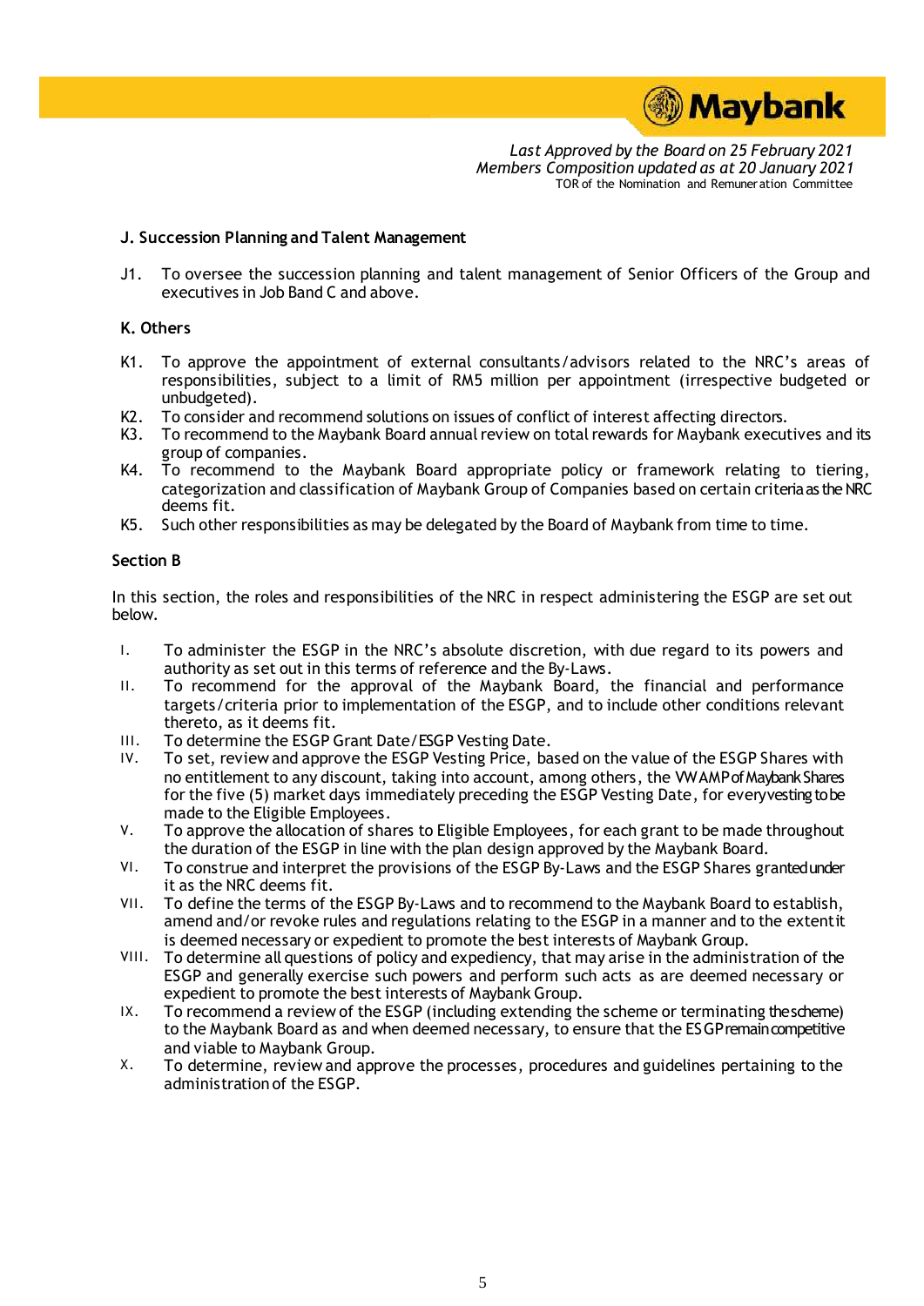**J. Succession Planning and Talent Management**

J1. To oversee the succession planning and talent management of Senior Officers of the Group and executives in Job Band C and above.

**K. Others**

K1. To approve the appointment of external consultants/advisors related to the NRC's areas of responsibilities, subject to a limit of RM5 million per appointment (irrespective budgeted or unbudgeted).

K2. To consider and recommend solutions on issues of conflict of interest affecting directors.

K3. To recommend to the Maybank Board annual review on total rewards for Maybank executives and its group of companies.

K4. To recommend to the Maybank Board appropriate policy or framework relating to tiering, categorization and classification of Maybank Group of Companies based on certain criteria as the NRC deems fit.

K5. Such other responsibilities as may be delegated by the Board of Maybank from time to time.

**Section B**

In this section, the roles and responsibilities of the NRC in respect administering the ESGP are set out below.

I. To administer the ESGP in the NRC's absolute discretion, with due regard to its powers and authority as set out in this terms of reference and the By-Laws.

II. To recommend for the approval of the Maybank Board, the financial and performance targets/criteria prior to implementation of the ESGP, and to include other conditions relevant thereto, as it deems fit.

III. To determine the ESGP Grant Date/ESGP Vesting Date.

IV. To set, review and approve the ESGP Vesting Price, based on the value of the ESGP Shares with no entitlement to any discount, taking into account, among others, the VWAMP of Maybank Shares for the five (5) market days immediately preceding the ESGP Vesting Date, for every vesting to be made to the Eligible Employees.

V. To approve the allocation of shares to Eligible Employees, for each grant to be made throughout the duration of the ESGP in line with the plan design approved by the Maybank Board.

VI. To construe and interpret the provisions of the ESGP By-Laws and the ESGP Shares granted under it as the NRC deems fit.

VII. To define the terms of the ESGP By-Laws and to recommend to the Maybank Board to establish, amend and/or revoke rules and regulations relating to the ESGP in a manner and to the extent it is deemed necessary or expedient to promote the best interests of Maybank Group.

VIII. To determine all questions of policy and expediency, that may arise in the administration of the ESGP and generally exercise such powers and perform such acts as are deemed necessary or expedient to promote the best interests of Maybank Group.

IX. To recommend a review of the ESGP (including extending the scheme or terminating the scheme) to the Maybank Board as and when deemed necessary, to ensure that the ESGP remain competitive and viable to Maybank Group.

X. To determine, review and approve the processes, procedures and guidelines pertaining to the administration of the ESGP.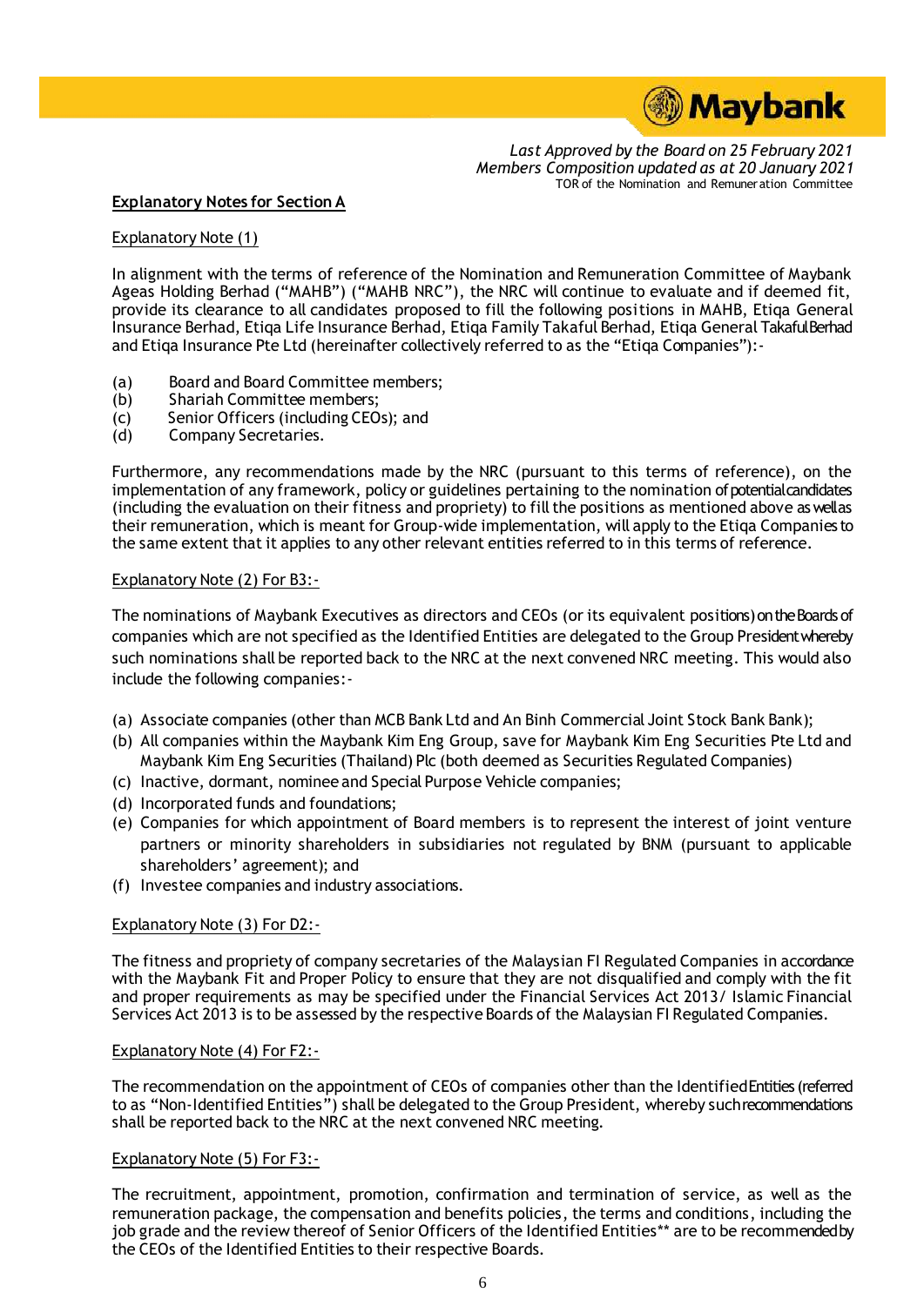**Explanatory Notes for Section A**

Explanatory Note (1)

In alignment with the terms of reference of the Nomination and Remuneration Committee of Maybank Ageas Holding Berhad ("MAHB") ("MAHB NRC"), the NRC will continue to evaluate and if deemed fit, provide its clearance to all candidates proposed to fill the following positions in MAHB, Etiqa General Insurance Berhad, Etiqa Life Insurance Berhad, Etiqa Family Takaful Berhad, Etiqa General Takaful Berhad and Etiqa Insurance Pte Ltd (hereinafter collectively referred to as the "Etiqa Companies"):-

(a) Board and Board Committee members;
(b) Shariah Committee members;
(c) Senior Officers (including CEOs); and
(d) Company Secretaries.

Furthermore, any recommendations made by the NRC (pursuant to this terms of reference), on the implementation of any framework, policy or guidelines pertaining to the nomination of potential candidates (including the evaluation on their fitness and propriety) to fill the positions as mentioned above as well as their remuneration, which is meant for Group-wide implementation, will apply to the Etiqa Companies to the same extent that it applies to any other relevant entities referred to in this terms of reference.

Explanatory Note (2) For B3:-

The nominations of Maybank Executives as directors and CEOs (or its equivalent positions) on the Boards of companies which are not specified as the Identified Entities are delegated to the Group President whereby such nominations shall be reported back to the NRC at the next convened NRC meeting. This would also include the following companies:-

(a) Associate companies (other than MCB Bank Ltd and An Binh Commercial Joint Stock Bank Bank);
(b) All companies within the Maybank Kim Eng Group, save for Maybank Kim Eng Securities Pte Ltd and Maybank Kim Eng Securities (Thailand) Plc (both deemed as Securities Regulated Companies)
(c) Inactive, dormant, nominee and Special Purpose Vehicle companies;
(d) Incorporated funds and foundations;
(e) Companies for which appointment of Board members is to represent the interest of joint venture partners or minority shareholders in subsidiaries not regulated by BNM (pursuant to applicable shareholders' agreement); and
(f) Investee companies and industry associations.

Explanatory Note (3) For D2:-

The fitness and propriety of company secretaries of the Malaysian FI Regulated Companies in accordance with the Maybank Fit and Proper Policy to ensure that they are not disqualified and comply with the fit and proper requirements as may be specified under the Financial Services Act 2013/ Islamic Financial Services Act 2013 is to be assessed by the respective Boards of the Malaysian FI Regulated Companies.

Explanatory Note (4) For F2:-

The recommendation on the appointment of CEOs of companies other than the Identified Entities (referred to as "Non-Identified Entities") shall be delegated to the Group President, whereby such recommendations shall be reported back to the NRC at the next convened NRC meeting.

Explanatory Note (5) For F3:-

The recruitment, appointment, promotion, confirmation and termination of service, as well as the remuneration package, the compensation and benefits policies, the terms and conditions, including the job grade and the review thereof of Senior Officers of the Identified Entities** are to be recommended by the CEOs of the Identified Entities to their respective Boards.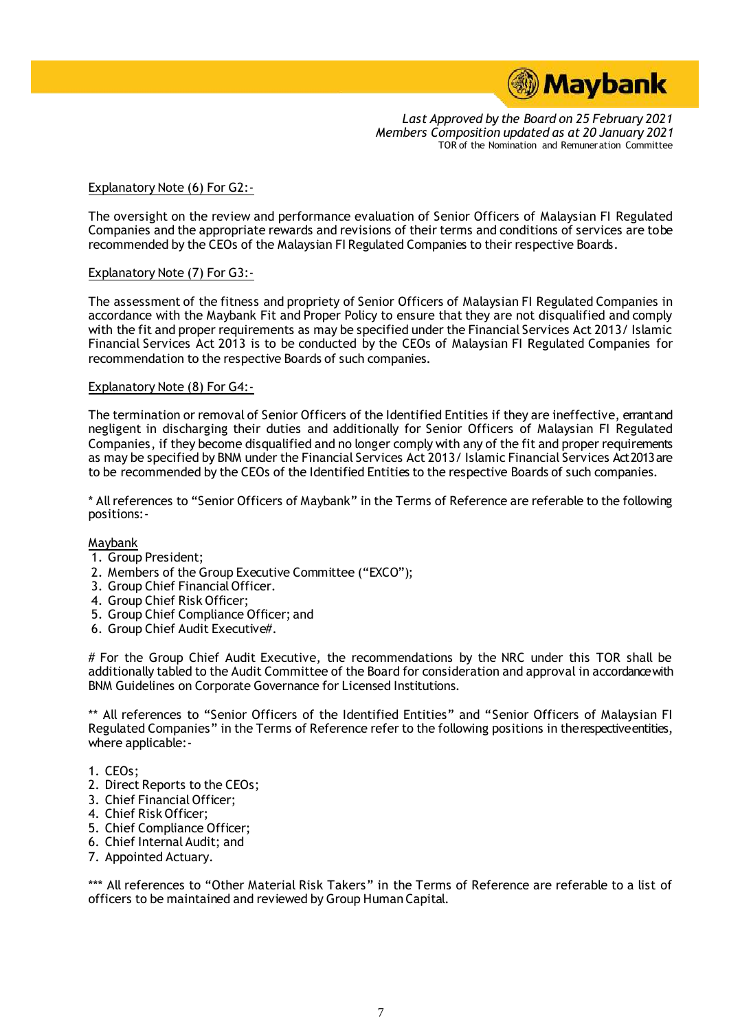Explanatory Note (6) For G2:-

The oversight on the review and performance evaluation of Senior Officers of Malaysian FI Regulated Companies and the appropriate rewards and revisions of their terms and conditions of services are to be recommended by the CEOs of the Malaysian FI Regulated Companies to their respective Boards.

Explanatory Note (7) For G3:-

The assessment of the fitness and propriety of Senior Officers of Malaysian FI Regulated Companies in accordance with the Maybank Fit and Proper Policy to ensure that they are not disqualified and comply with the fit and proper requirements as may be specified under the Financial Services Act 2013/ Islamic Financial Services Act 2013 is to be conducted by the CEOs of Malaysian FI Regulated Companies for recommendation to the respective Boards of such companies.

Explanatory Note (8) For G4:-

The termination or removal of Senior Officers of the Identified Entities if they are ineffective, errant and negligent in discharging their duties and additionally for Senior Officers of Malaysian FI Regulated Companies, if they become disqualified and no longer comply with any of the fit and proper requirements as may be specified by BNM under the Financial Services Act 2013/ Islamic Financial Services Act 2013 are to be recommended by the CEOs of the Identified Entities to the respective Boards of such companies.

* All references to "Senior Officers of Maybank" in the Terms of Reference are referable to the following positions:-

Maybank

1. Group President;
2. Members of the Group Executive Committee ("EXCO");
3. Group Chief Financial Officer.
4. Group Chief Risk Officer;
5. Group Chief Compliance Officer; and
6. Group Chief Audit Executive#.

# For the Group Chief Audit Executive, the recommendations by the NRC under this TOR shall be additionally tabled to the Audit Committee of the Board for consideration and approval in accordance with BNM Guidelines on Corporate Governance for Licensed Institutions.

** All references to "Senior Officers of the Identified Entities" and "Senior Officers of Malaysian FI Regulated Companies" in the Terms of Reference refer to the following positions in the respective entities, where applicable:-

1. CEOs;
2. Direct Reports to the CEOs;
3. Chief Financial Officer;
4. Chief Risk Officer;
5. Chief Compliance Officer;
6. Chief Internal Audit; and
7. Appointed Actuary.

*** All references to "Other Material Risk Takers" in the Terms of Reference are referable to a list of officers to be maintained and reviewed by Group Human Capital.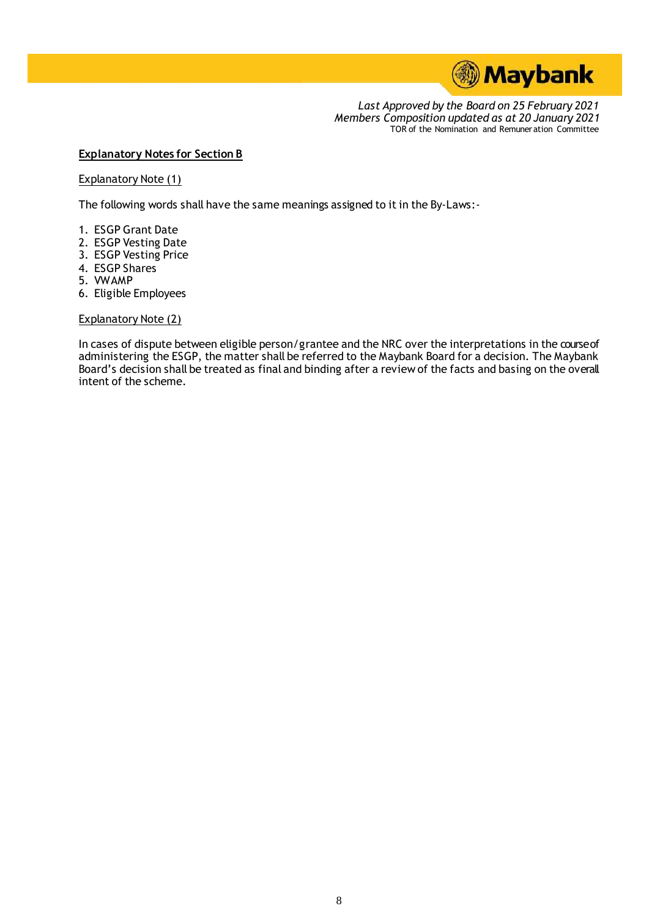**Explanatory Notes for Section B**

Explanatory Note (1)

The following words shall have the same meanings assigned to it in the By-Laws:-

1. ESGP Grant Date
2. ESGP Vesting Date
3. ESGP Vesting Price
4. ESGP Shares
5. VWAMP
6. Eligible Employees

Explanatory Note (2)

In cases of dispute between eligible person/grantee and the NRC over the interpretations in the course of administering the ESGP, the matter shall be referred to the Maybank Board for a decision. The Maybank Board's decision shall be treated as final and binding after a review of the facts and basing on the overall intent of the scheme.